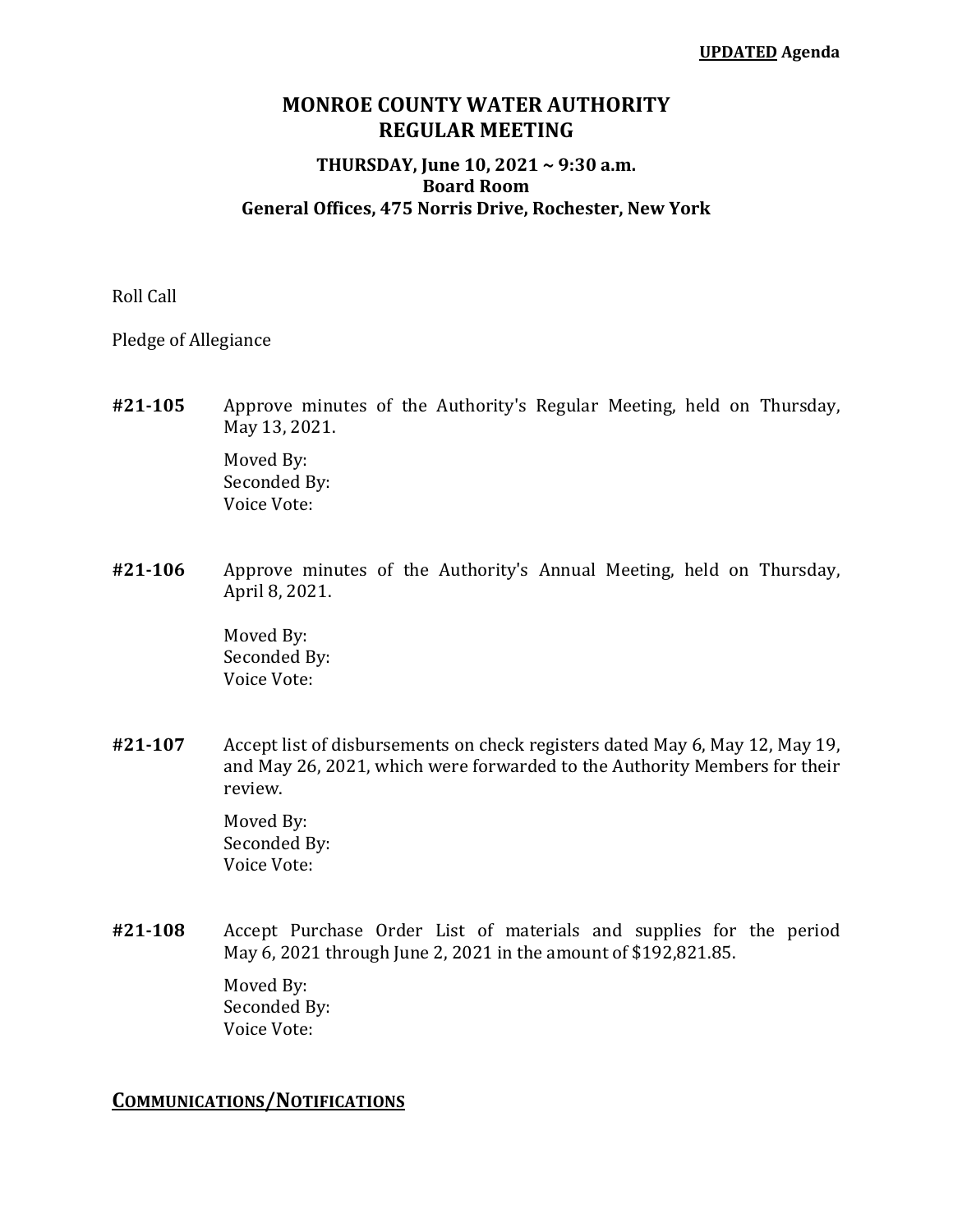**UPDATED Agenda**

# MONROE COUNTY WATER AUTHORITY
# REGULAR MEETING

### THURSDAY, June 10, 2021 ~ 9:30 a.m.
### Board Room
### General Offices, 475 Norris Drive, Rochester, New York

Roll Call

Pledge of Allegiance

**#21-105** Approve minutes of the Authority's Regular Meeting, held on Thursday, May 13, 2021.

Moved By:
Seconded By:
Voice Vote:

**#21-106** Approve minutes of the Authority's Annual Meeting, held on Thursday, April 8, 2021.

Moved By:
Seconded By:
Voice Vote:

**#21-107** Accept list of disbursements on check registers dated May 6, May 12, May 19, and May 26, 2021, which were forwarded to the Authority Members for their review.

Moved By:
Seconded By:
Voice Vote:

**#21-108** Accept Purchase Order List of materials and supplies for the period May 6, 2021 through June 2, 2021 in the amount of $192,821.85.

Moved By:
Seconded By:
Voice Vote:

## COMMUNICATIONS/NOTIFICATIONS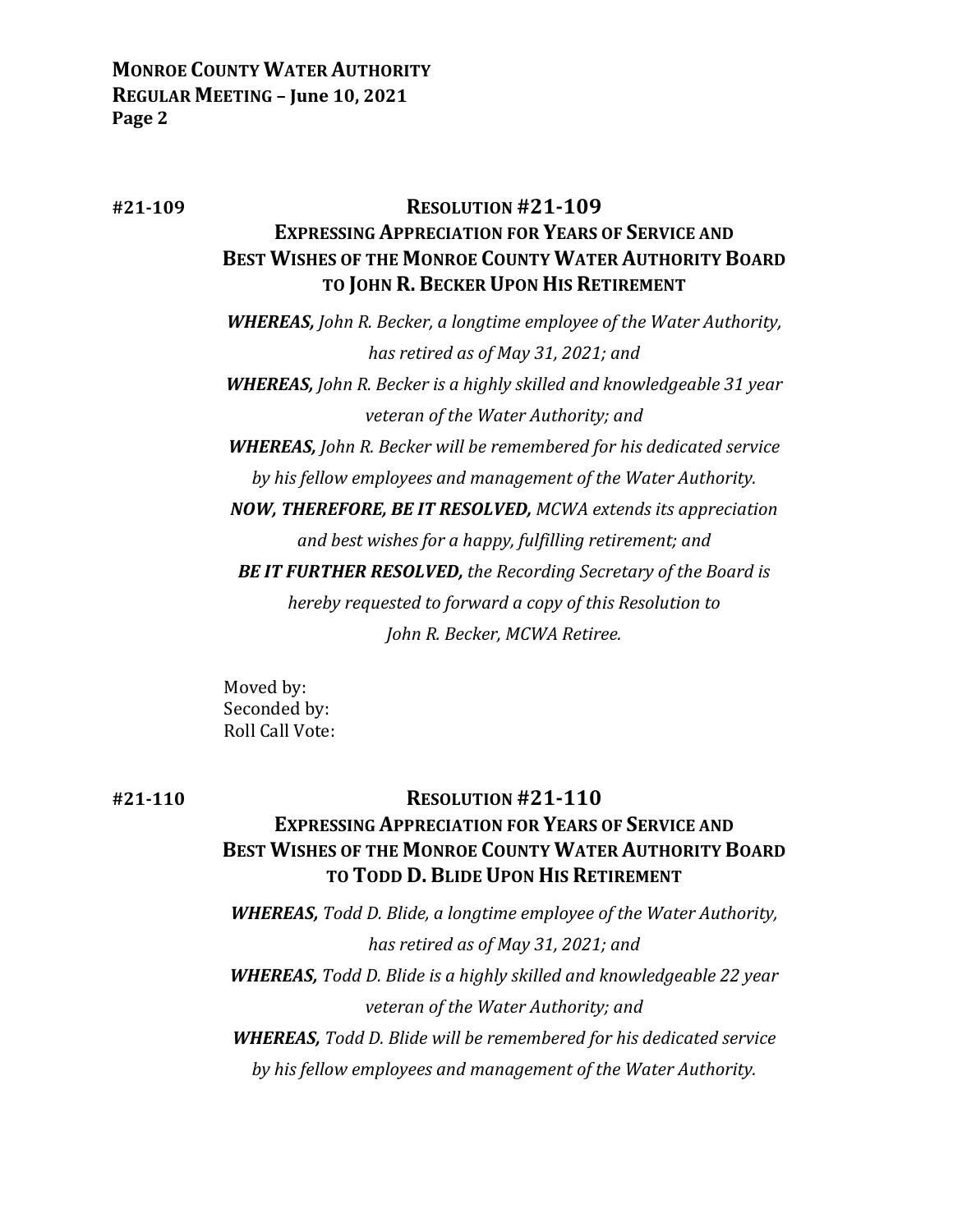**#21-109**

## RESOLUTION #21-109

### EXPRESSING APPRECIATION FOR YEARS OF SERVICE AND BEST WISHES OF THE MONROE COUNTY WATER AUTHORITY BOARD TO JOHN R. BECKER UPON HIS RETIREMENT

***WHEREAS,*** *John R. Becker, a longtime employee of the Water Authority, has retired as of May 31, 2021; and*

***WHEREAS,*** *John R. Becker is a highly skilled and knowledgeable 31 year veteran of the Water Authority; and*

***WHEREAS,*** *John R. Becker will be remembered for his dedicated service by his fellow employees and management of the Water Authority.*

***NOW, THEREFORE, BE IT RESOLVED,*** *MCWA extends its appreciation and best wishes for a happy, fulfilling retirement; and*

***BE IT FURTHER RESOLVED,*** *the Recording Secretary of the Board is hereby requested to forward a copy of this Resolution to John R. Becker, MCWA Retiree.*

Moved by:
Seconded by:
Roll Call Vote:

**#21-110**

## RESOLUTION #21-110

### EXPRESSING APPRECIATION FOR YEARS OF SERVICE AND BEST WISHES OF THE MONROE COUNTY WATER AUTHORITY BOARD TO TODD D. BLIDE UPON HIS RETIREMENT

***WHEREAS,*** *Todd D. Blide, a longtime employee of the Water Authority, has retired as of May 31, 2021; and*

***WHEREAS,*** *Todd D. Blide is a highly skilled and knowledgeable 22 year veteran of the Water Authority; and*

***WHEREAS,*** *Todd D. Blide will be remembered for his dedicated service by his fellow employees and management of the Water Authority.*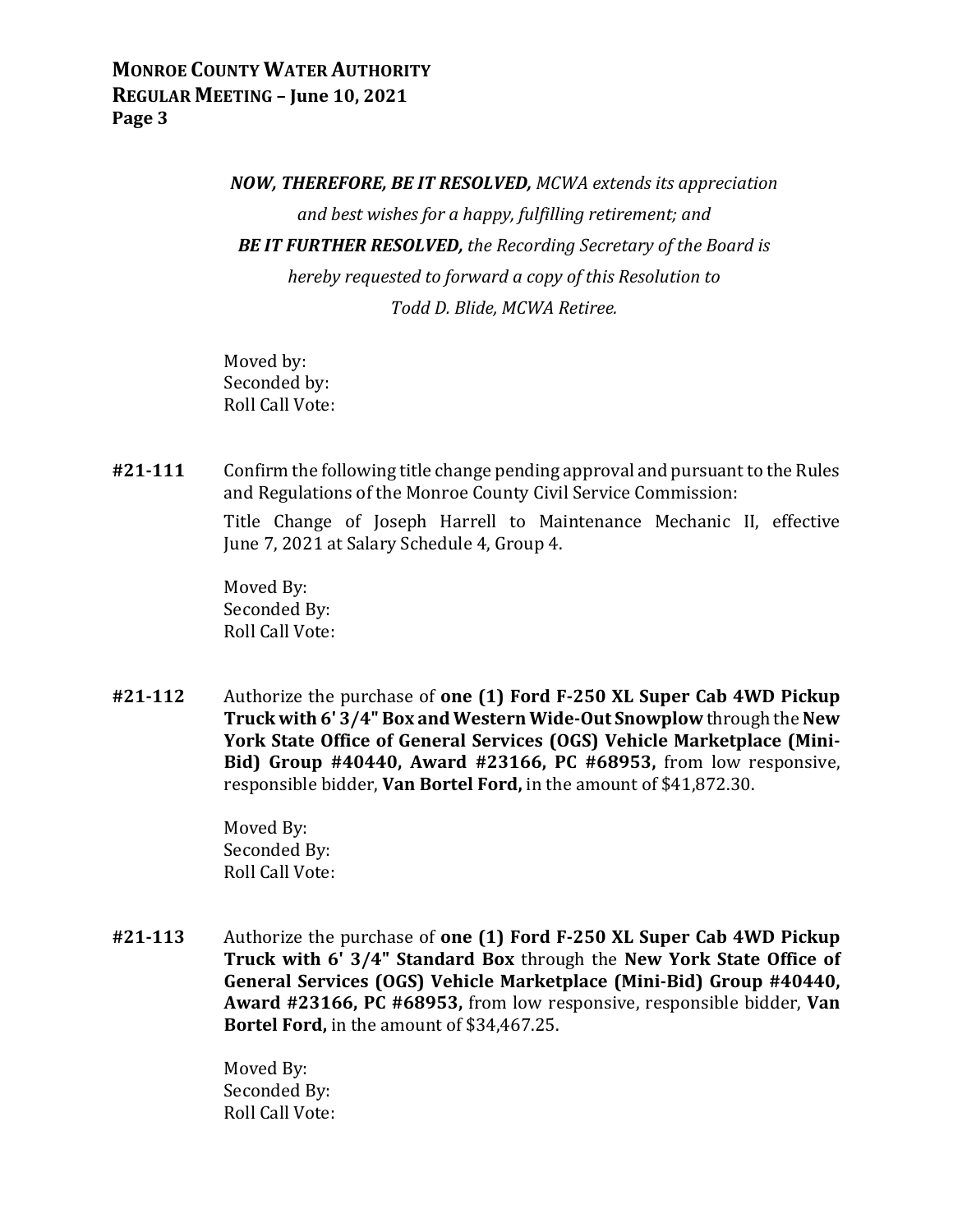*__NOW, THEREFORE, BE IT RESOLVED,__ MCWA extends its appreciation and best wishes for a happy, fulfilling retirement; and*
*__BE IT FURTHER RESOLVED,__ the Recording Secretary of the Board is hereby requested to forward a copy of this Resolution to Todd D. Blide, MCWA Retiree.*

Moved by:
Seconded by:
Roll Call Vote:

**#21-111** Confirm the following title change pending approval and pursuant to the Rules and Regulations of the Monroe County Civil Service Commission:

Title Change of Joseph Harrell to Maintenance Mechanic II, effective June 7, 2021 at Salary Schedule 4, Group 4.

Moved By:
Seconded By:
Roll Call Vote:

**#21-112** Authorize the purchase of **one (1) Ford F-250 XL Super Cab 4WD Pickup Truck with 6' 3/4" Box and Western Wide-Out Snowplow** through the **New York State Office of General Services (OGS) Vehicle Marketplace (Mini-Bid) Group #40440, Award #23166, PC #68953,** from low responsive, responsible bidder, **Van Bortel Ford,** in the amount of $41,872.30.

Moved By:
Seconded By:
Roll Call Vote:

**#21-113** Authorize the purchase of **one (1) Ford F-250 XL Super Cab 4WD Pickup Truck with 6' 3/4" Standard Box** through the **New York State Office of General Services (OGS) Vehicle Marketplace (Mini-Bid) Group #40440, Award #23166, PC #68953,** from low responsive, responsible bidder, **Van Bortel Ford,** in the amount of $34,467.25.

Moved By:
Seconded By:
Roll Call Vote: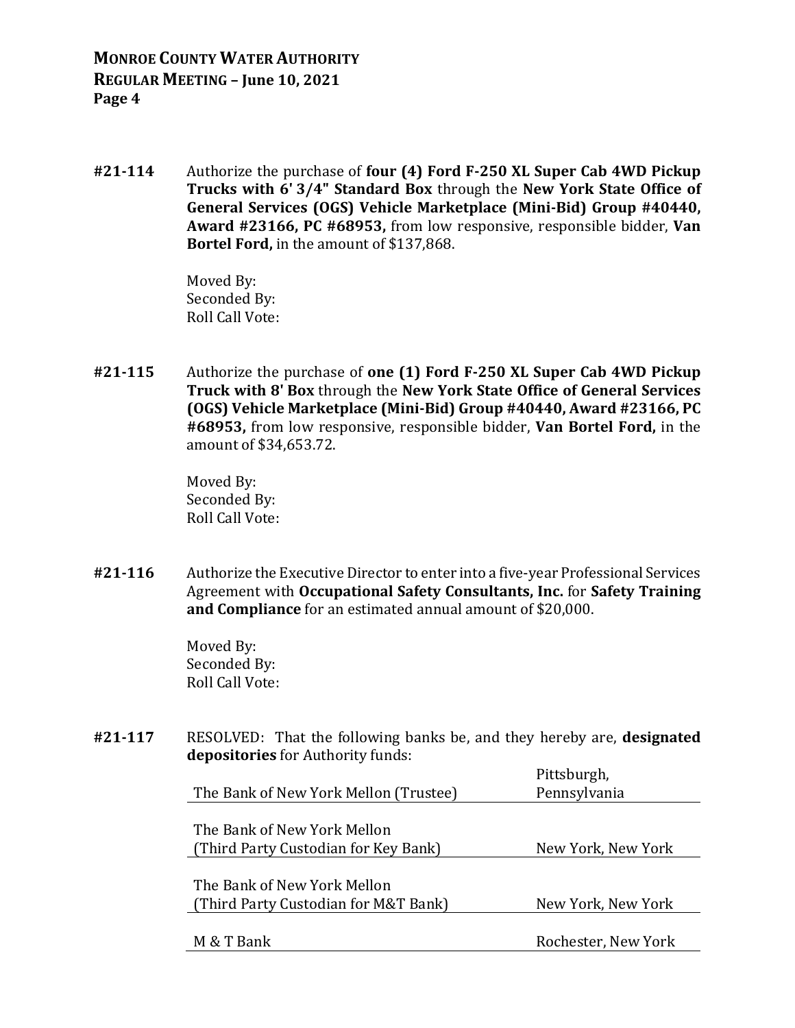**#21-114** Authorize the purchase of **four (4) Ford F-250 XL Super Cab 4WD Pickup Trucks with 6' 3/4" Standard Box** through the **New York State Office of General Services (OGS) Vehicle Marketplace (Mini-Bid) Group #40440, Award #23166, PC #68953,** from low responsive, responsible bidder, **Van Bortel Ford,** in the amount of $137,868.

Moved By:
Seconded By:
Roll Call Vote:

**#21-115** Authorize the purchase of **one (1) Ford F-250 XL Super Cab 4WD Pickup Truck with 8' Box** through the **New York State Office of General Services (OGS) Vehicle Marketplace (Mini-Bid) Group #40440, Award #23166, PC #68953,** from low responsive, responsible bidder, **Van Bortel Ford,** in the amount of $34,653.72.

Moved By:
Seconded By:
Roll Call Vote:

**#21-116** Authorize the Executive Director to enter into a five-year Professional Services Agreement with **Occupational Safety Consultants, Inc.** for **Safety Training and Compliance** for an estimated annual amount of $20,000.

Moved By:
Seconded By:
Roll Call Vote:

**#21-117** RESOLVED: That the following banks be, and they hereby are, **designated depositories** for Authority funds:

| | |
|---|---|
| The Bank of New York Mellon (Trustee) | Pittsburgh, Pennsylvania |
| The Bank of New York Mellon (Third Party Custodian for Key Bank) | New York, New York |
| The Bank of New York Mellon (Third Party Custodian for M&T Bank) | New York, New York |
| M & T Bank | Rochester, New York |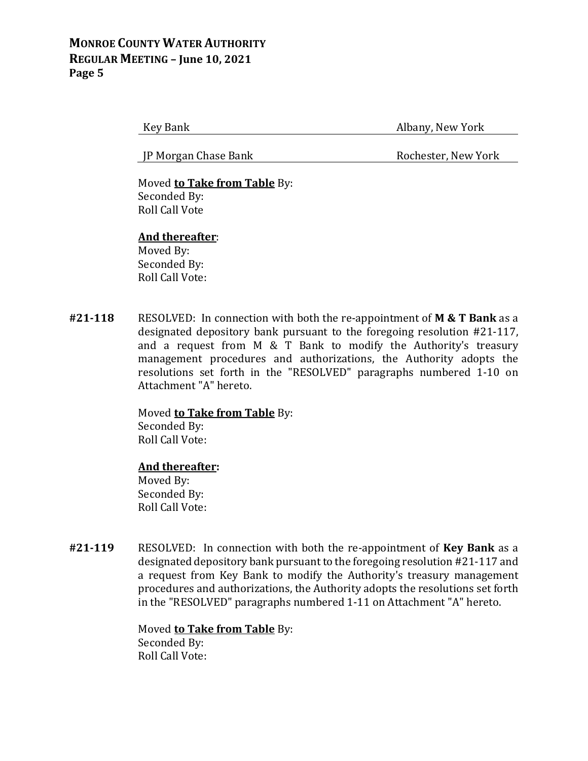| | |
|---|---|
| Key Bank | Albany, New York |
| JP Morgan Chase Bank | Rochester, New York |

Moved **to Take from Table** By:
Seconded By:
Roll Call Vote

**And thereafter**:
Moved By:
Seconded By:
Roll Call Vote:

**#21-118** RESOLVED: In connection with both the re-appointment of **M & T Bank** as a designated depository bank pursuant to the foregoing resolution #21-117, and a request from M & T Bank to modify the Authority's treasury management procedures and authorizations, the Authority adopts the resolutions set forth in the "RESOLVED" paragraphs numbered 1-10 on Attachment "A" hereto.

Moved **to Take from Table** By:
Seconded By:
Roll Call Vote:

**And thereafter:**
Moved By:
Seconded By:
Roll Call Vote:

**#21-119** RESOLVED: In connection with both the re-appointment of **Key Bank** as a designated depository bank pursuant to the foregoing resolution #21-117 and a request from Key Bank to modify the Authority's treasury management procedures and authorizations, the Authority adopts the resolutions set forth in the "RESOLVED" paragraphs numbered 1-11 on Attachment "A" hereto.

Moved **to Take from Table** By:
Seconded By:
Roll Call Vote: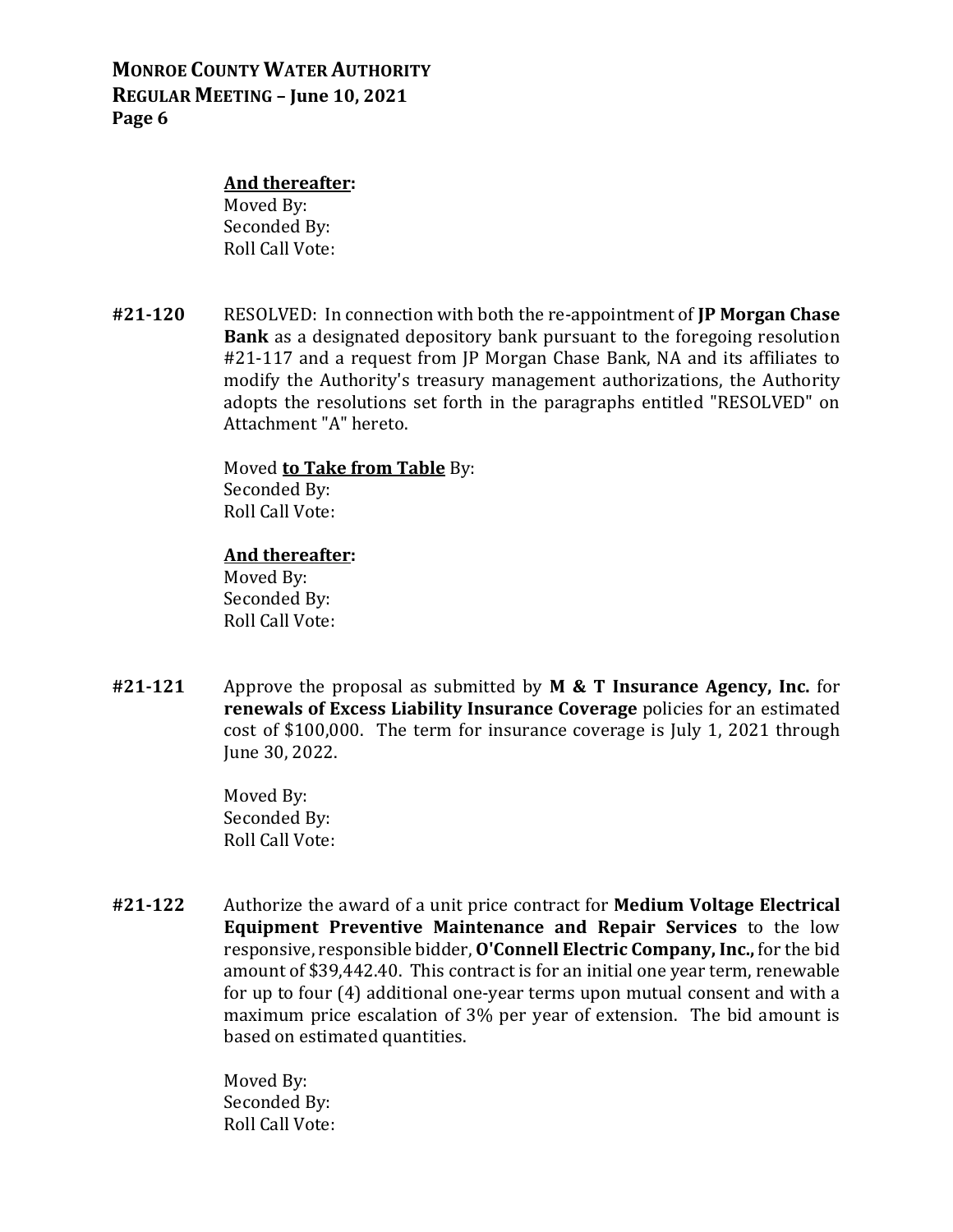**<u>And thereafter</u>:**
Moved By:
Seconded By:
Roll Call Vote:

**#21-120** RESOLVED: In connection with both the re-appointment of **JP Morgan Chase Bank** as a designated depository bank pursuant to the foregoing resolution #21-117 and a request from JP Morgan Chase Bank, NA and its affiliates to modify the Authority's treasury management authorizations, the Authority adopts the resolutions set forth in the paragraphs entitled "RESOLVED" on Attachment "A" hereto.

Moved **<u>to Take from Table</u>** By:
Seconded By:
Roll Call Vote:

**<u>And thereafter</u>:**
Moved By:
Seconded By:
Roll Call Vote:

**#21-121** Approve the proposal as submitted by **M & T Insurance Agency, Inc.** for **renewals of Excess Liability Insurance Coverage** policies for an estimated cost of $100,000. The term for insurance coverage is July 1, 2021 through June 30, 2022.

Moved By:
Seconded By:
Roll Call Vote:

**#21-122** Authorize the award of a unit price contract for **Medium Voltage Electrical Equipment Preventive Maintenance and Repair Services** to the low responsive, responsible bidder, **O'Connell Electric Company, Inc.,** for the bid amount of $39,442.40. This contract is for an initial one year term, renewable for up to four (4) additional one-year terms upon mutual consent and with a maximum price escalation of 3% per year of extension. The bid amount is based on estimated quantities.

Moved By:
Seconded By:
Roll Call Vote: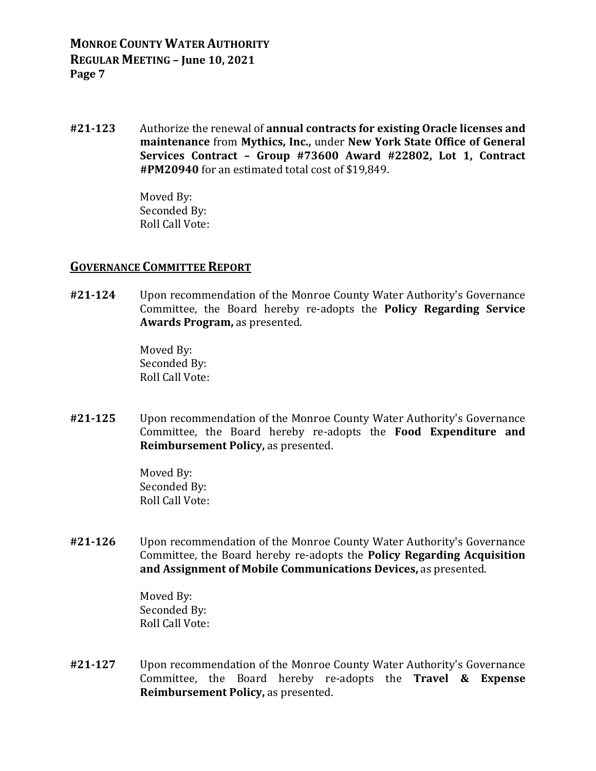**#21-123** Authorize the renewal of **annual contracts for existing Oracle licenses and maintenance** from **Mythics, Inc.,** under **New York State Office of General Services Contract – Group #73600 Award #22802, Lot 1, Contract #PM20940** for an estimated total cost of $19,849.

Moved By:
Seconded By:
Roll Call Vote:

## GOVERNANCE COMMITTEE REPORT

**#21-124** Upon recommendation of the Monroe County Water Authority's Governance Committee, the Board hereby re-adopts the **Policy Regarding Service Awards Program,** as presented.

Moved By:
Seconded By:
Roll Call Vote:

**#21-125** Upon recommendation of the Monroe County Water Authority's Governance Committee, the Board hereby re-adopts the **Food Expenditure and Reimbursement Policy,** as presented.

Moved By:
Seconded By:
Roll Call Vote:

**#21-126** Upon recommendation of the Monroe County Water Authority's Governance Committee, the Board hereby re-adopts the **Policy Regarding Acquisition and Assignment of Mobile Communications Devices,** as presented.

Moved By:
Seconded By:
Roll Call Vote:

**#21-127** Upon recommendation of the Monroe County Water Authority's Governance Committee, the Board hereby re-adopts the **Travel & Expense Reimbursement Policy,** as presented.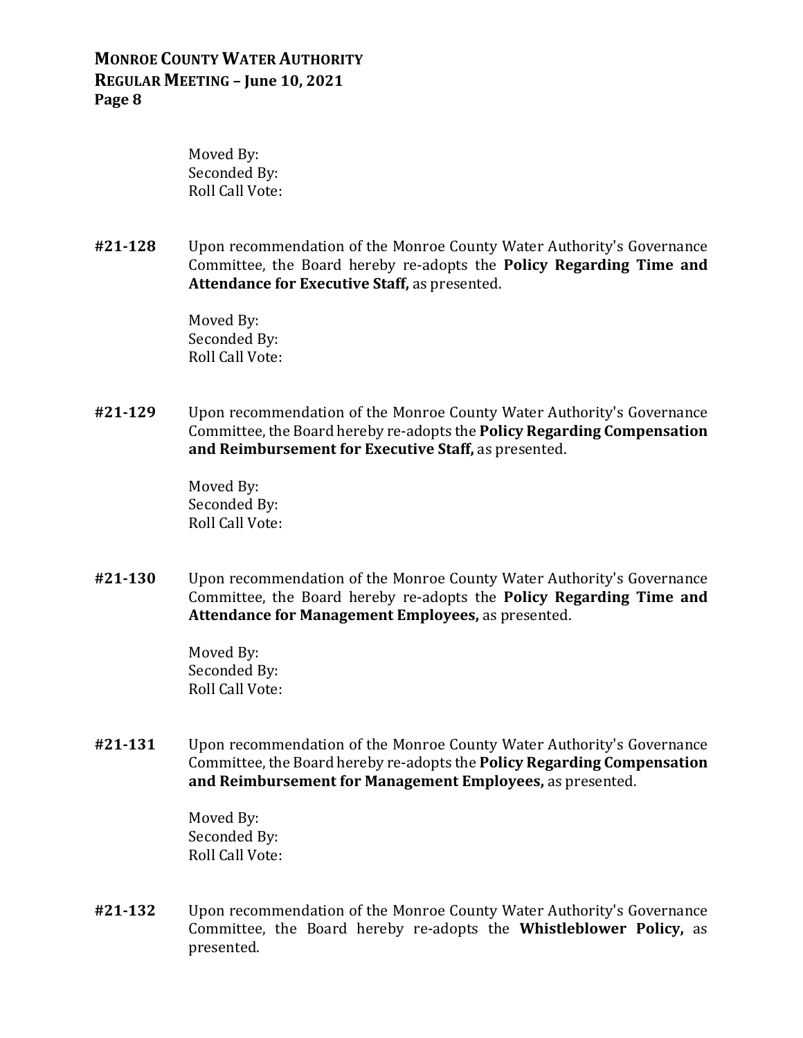Moved By:
Seconded By:
Roll Call Vote:

**#21-128** Upon recommendation of the Monroe County Water Authority's Governance Committee, the Board hereby re-adopts the **Policy Regarding Time and Attendance for Executive Staff,** as presented.

Moved By:
Seconded By:
Roll Call Vote:

**#21-129** Upon recommendation of the Monroe County Water Authority's Governance Committee, the Board hereby re-adopts the **Policy Regarding Compensation and Reimbursement for Executive Staff,** as presented.

Moved By:
Seconded By:
Roll Call Vote:

**#21-130** Upon recommendation of the Monroe County Water Authority's Governance Committee, the Board hereby re-adopts the **Policy Regarding Time and Attendance for Management Employees,** as presented.

Moved By:
Seconded By:
Roll Call Vote:

**#21-131** Upon recommendation of the Monroe County Water Authority's Governance Committee, the Board hereby re-adopts the **Policy Regarding Compensation and Reimbursement for Management Employees,** as presented.

Moved By:
Seconded By:
Roll Call Vote:

**#21-132** Upon recommendation of the Monroe County Water Authority's Governance Committee, the Board hereby re-adopts the **Whistleblower Policy,** as presented.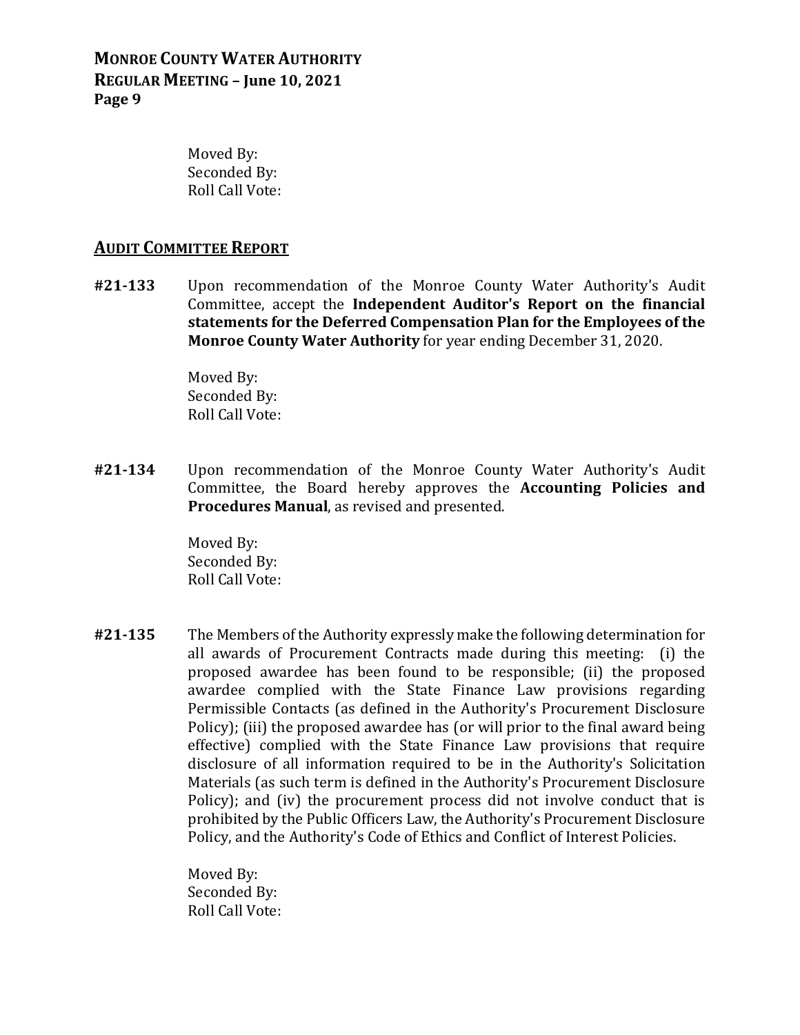Moved By:
Seconded By:
Roll Call Vote:

## AUDIT COMMITTEE REPORT

**#21-133** Upon recommendation of the Monroe County Water Authority's Audit Committee, accept the **Independent Auditor's Report on the financial statements for the Deferred Compensation Plan for the Employees of the Monroe County Water Authority** for year ending December 31, 2020.

Moved By:
Seconded By:
Roll Call Vote:

**#21-134** Upon recommendation of the Monroe County Water Authority's Audit Committee, the Board hereby approves the **Accounting Policies and Procedures Manual**, as revised and presented.

Moved By:
Seconded By:
Roll Call Vote:

**#21-135** The Members of the Authority expressly make the following determination for all awards of Procurement Contracts made during this meeting: (i) the proposed awardee has been found to be responsible; (ii) the proposed awardee complied with the State Finance Law provisions regarding Permissible Contacts (as defined in the Authority's Procurement Disclosure Policy); (iii) the proposed awardee has (or will prior to the final award being effective) complied with the State Finance Law provisions that require disclosure of all information required to be in the Authority's Solicitation Materials (as such term is defined in the Authority's Procurement Disclosure Policy); and (iv) the procurement process did not involve conduct that is prohibited by the Public Officers Law, the Authority's Procurement Disclosure Policy, and the Authority's Code of Ethics and Conflict of Interest Policies.

Moved By:
Seconded By:
Roll Call Vote: